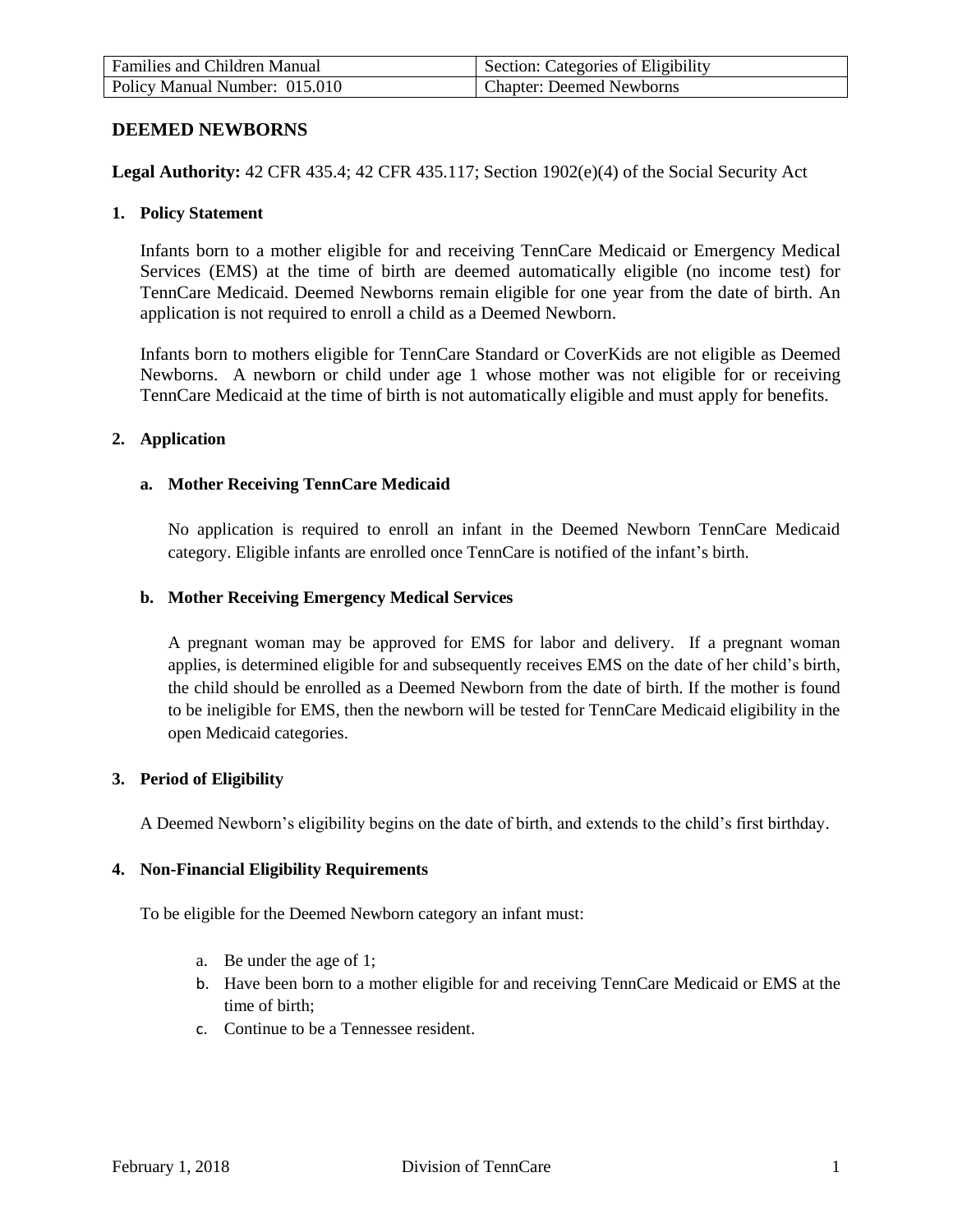| Families and Children Manual | Section: Categories of Eligibility |
| --- | --- |
| Policy Manual Number: 015.010 | Chapter: Deemed Newborns |

## DEEMED NEWBORNS

**Legal Authority:** 42 CFR 435.4; 42 CFR 435.117; Section 1902(e)(4) of the Social Security Act

### 1. Policy Statement

Infants born to a mother eligible for and receiving TennCare Medicaid or Emergency Medical Services (EMS) at the time of birth are deemed automatically eligible (no income test) for TennCare Medicaid. Deemed Newborns remain eligible for one year from the date of birth. An application is not required to enroll a child as a Deemed Newborn.

Infants born to mothers eligible for TennCare Standard or CoverKids are not eligible as Deemed Newborns. A newborn or child under age 1 whose mother was not eligible for or receiving TennCare Medicaid at the time of birth is not automatically eligible and must apply for benefits.

### 2. Application

#### a. Mother Receiving TennCare Medicaid

No application is required to enroll an infant in the Deemed Newborn TennCare Medicaid category. Eligible infants are enrolled once TennCare is notified of the infant's birth.

#### b. Mother Receiving Emergency Medical Services

A pregnant woman may be approved for EMS for labor and delivery. If a pregnant woman applies, is determined eligible for and subsequently receives EMS on the date of her child's birth, the child should be enrolled as a Deemed Newborn from the date of birth. If the mother is found to be ineligible for EMS, then the newborn will be tested for TennCare Medicaid eligibility in the open Medicaid categories.

### 3. Period of Eligibility

A Deemed Newborn's eligibility begins on the date of birth, and extends to the child's first birthday.

### 4. Non-Financial Eligibility Requirements

To be eligible for the Deemed Newborn category an infant must:

a. Be under the age of 1;
b. Have been born to a mother eligible for and receiving TennCare Medicaid or EMS at the time of birth;
c. Continue to be a Tennessee resident.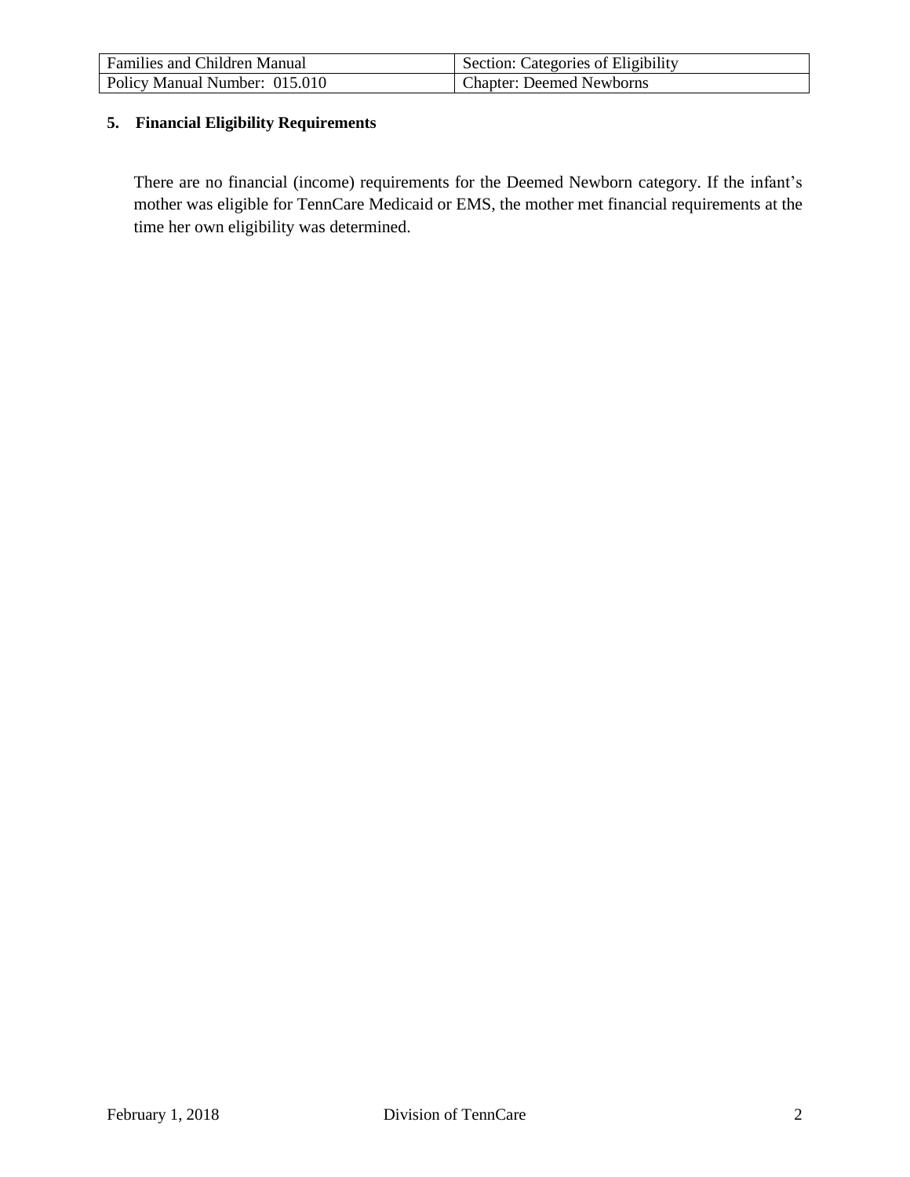## 5. Financial Eligibility Requirements

There are no financial (income) requirements for the Deemed Newborn category. If the infant's mother was eligible for TennCare Medicaid or EMS, the mother met financial requirements at the time her own eligibility was determined.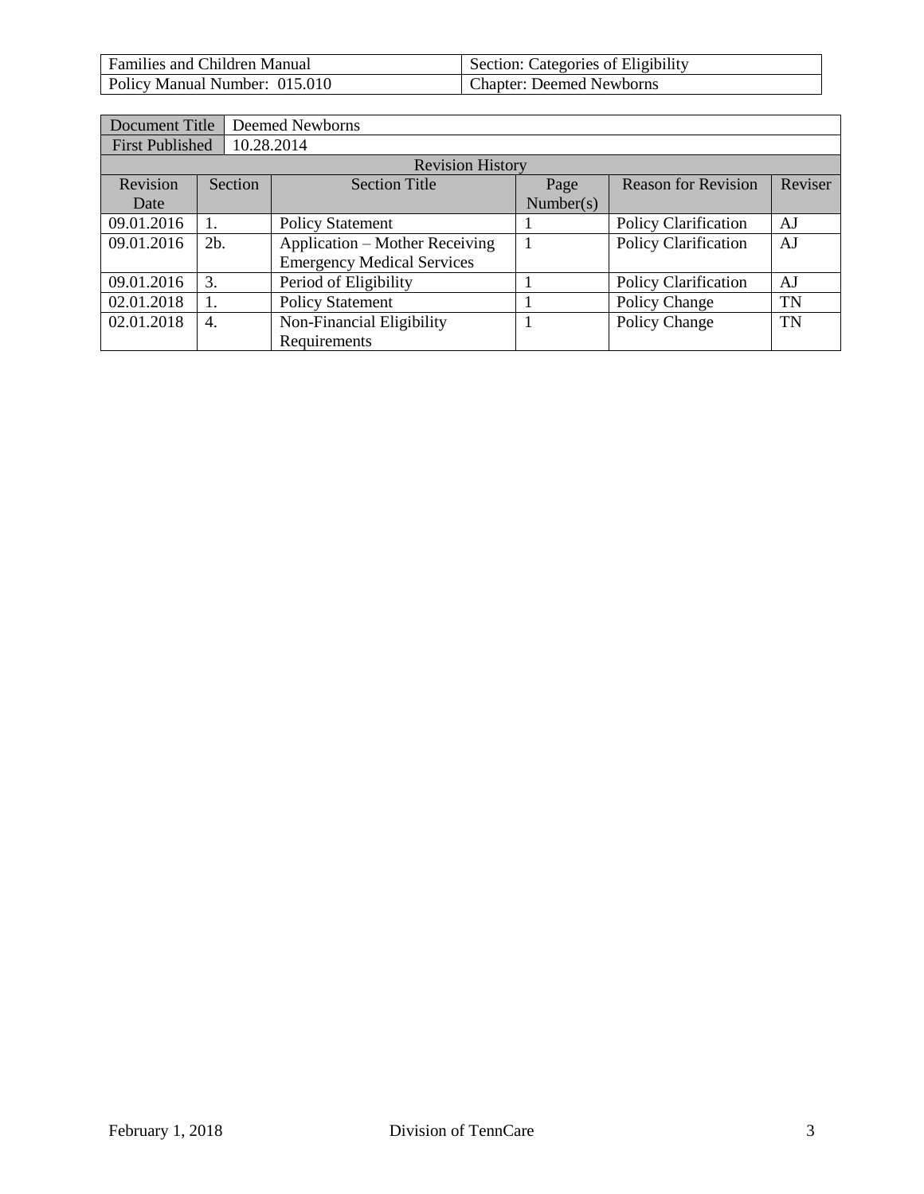| Families and Children Manual | Section: Categories of Eligibility |
|---|---|
| Policy Manual Number: 015.010 | Chapter: Deemed Newborns |

| Document Title | Deemed Newborns | | | | |
|---|---|---|---|---|---|
| First Published | 10.28.2014 | | | | |
| Revision History | | | | | |
| Revision Date | Section | Section Title | Page Number(s) | Reason for Revision | Reviser |
| 09.01.2016 | 1. | Policy Statement | 1 | Policy Clarification | AJ |
| 09.01.2016 | 2b. | Application – Mother Receiving Emergency Medical Services | 1 | Policy Clarification | AJ |
| 09.01.2016 | 3. | Period of Eligibility | 1 | Policy Clarification | AJ |
| 02.01.2018 | 1. | Policy Statement | 1 | Policy Change | TN |
| 02.01.2018 | 4. | Non-Financial Eligibility Requirements | 1 | Policy Change | TN |